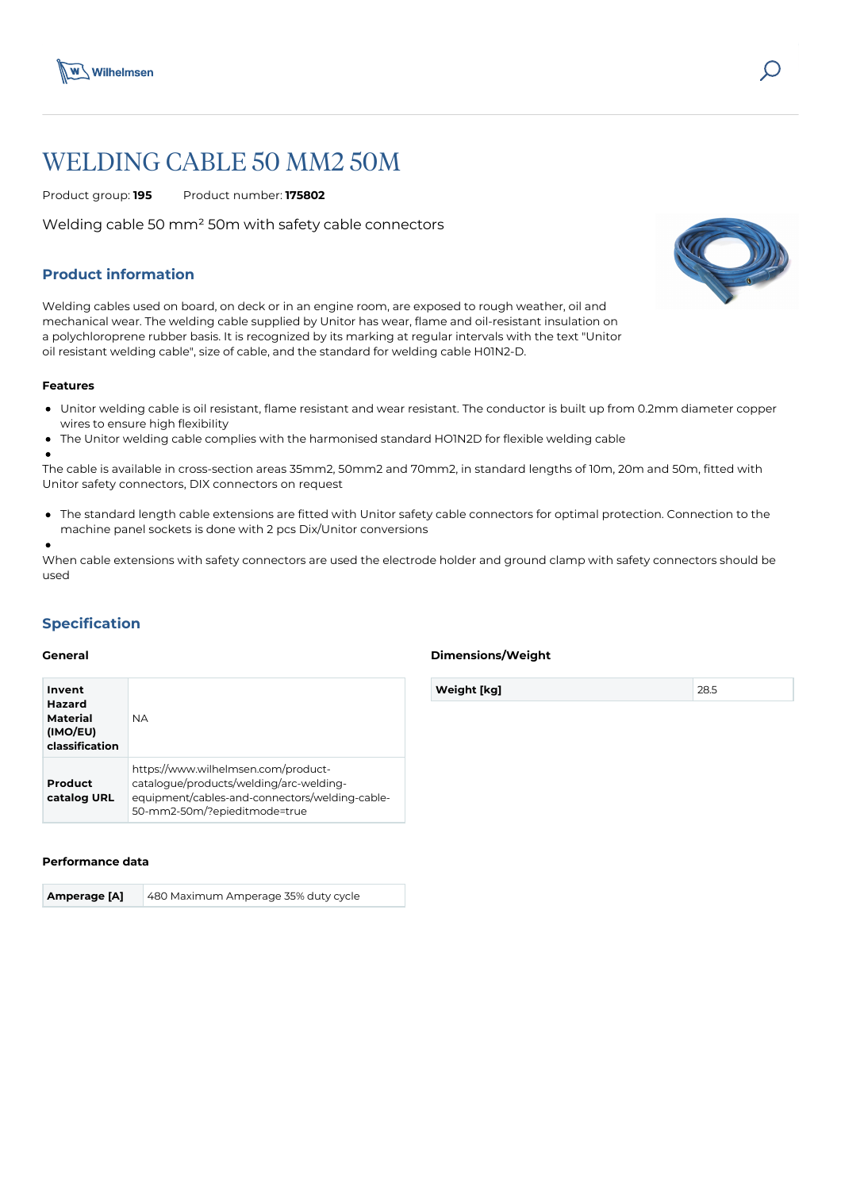# WELDING CABLE 50 MM2 50M

Product group: **195** Product number: **175802**

Welding cable 50 mm² 50m with safety cable connectors

## Product information

Welding cables used on board, on deck or in an engine room, are exposed to rough weather, oil and mechanical wear. The welding cable supplied by Unitor has wear, flame and oil-resistant insulation on a polychloroprene rubber basis. It is recognized by its marking at regular intervals with the text "Unitor oil resistant welding cable", size of cable, and the standard for welding cable H01N2-D.

### Features

- Unitor welding cable is oil resistant, flame resistant and wear resistant. The conductor is built up from 0.2mm diameter copper wires to ensure high flexibility
- The Unitor welding cable complies with the harmonised standard HO1N2D for flexible welding cable
- 

The cable is available in cross-section areas 35mm2, 50mm2 and 70mm2, in standard lengths of 10m, 20m and 50m, fitted with Unitor safety connectors, DIX connectors on request

- The standard length cable extensions are fitted with Unitor safety cable connectors for optimal protection. Connection to the machine panel sockets is done with 2 pcs Dix/Unitor conversions
- 

When cable extensions with safety connectors are used the electrode holder and ground clamp with safety connectors should be used

## Specification

### General

| | |
|---|---|
| **Invent Hazard Material (IMO/EU) classification** | NA |
| **Product catalog URL** | https://www.wilhelmsen.com/product-catalogue/products/welding/arc-welding-equipment/cables-and-connectors/welding-cable-50-mm2-50m/?epieditmode=true |

### Dimensions/Weight

| | |
|---|---|
| **Weight [kg]** | 28.5 |

### Performance data

| | |
|---|---|
| **Amperage [A]** | 480 Maximum Amperage 35% duty cycle |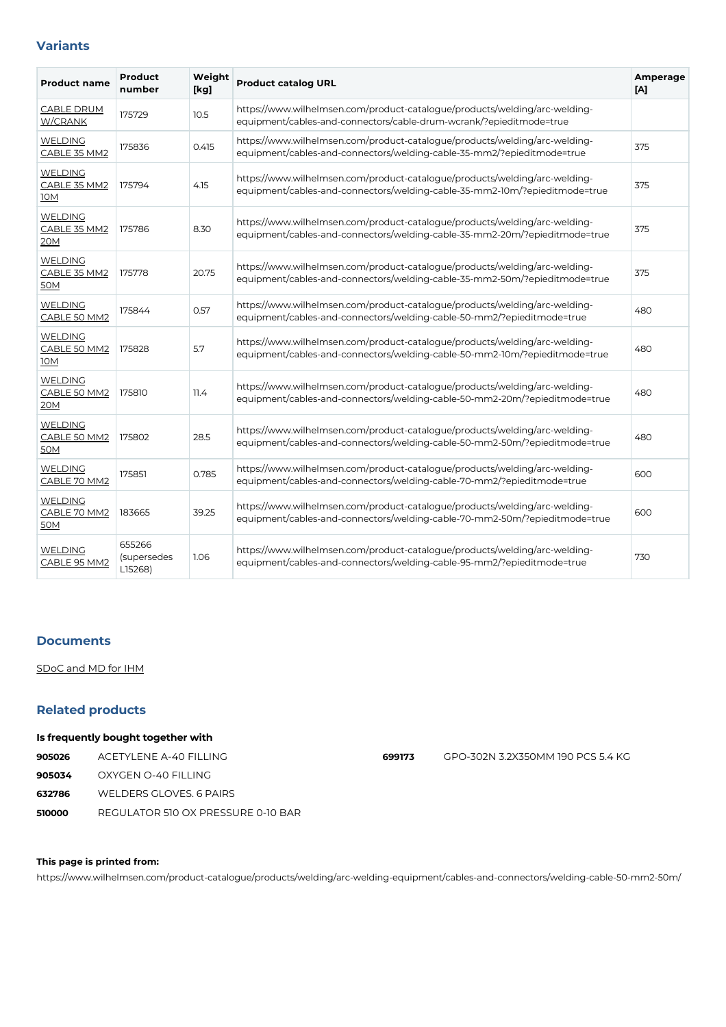## Variants

| Product name | Product number | Weight [kg] | Product catalog URL | Amperage [A] |
| --- | --- | --- | --- | --- |
| CABLE DRUM W/CRANK | 175729 | 10.5 | https://www.wilhelmsen.com/product-catalogue/products/welding/arc-welding-equipment/cables-and-connectors/cable-drum-wcrank/?epieditmode=true | |
| WELDING CABLE 35 MM2 | 175836 | 0.415 | https://www.wilhelmsen.com/product-catalogue/products/welding/arc-welding-equipment/cables-and-connectors/welding-cable-35-mm2/?epieditmode=true | 375 |
| WELDING CABLE 35 MM2 10M | 175794 | 4.15 | https://www.wilhelmsen.com/product-catalogue/products/welding/arc-welding-equipment/cables-and-connectors/welding-cable-35-mm2-10m/?epieditmode=true | 375 |
| WELDING CABLE 35 MM2 20M | 175786 | 8.30 | https://www.wilhelmsen.com/product-catalogue/products/welding/arc-welding-equipment/cables-and-connectors/welding-cable-35-mm2-20m/?epieditmode=true | 375 |
| WELDING CABLE 35 MM2 50M | 175778 | 20.75 | https://www.wilhelmsen.com/product-catalogue/products/welding/arc-welding-equipment/cables-and-connectors/welding-cable-35-mm2-50m/?epieditmode=true | 375 |
| WELDING CABLE 50 MM2 | 175844 | 0.57 | https://www.wilhelmsen.com/product-catalogue/products/welding/arc-welding-equipment/cables-and-connectors/welding-cable-50-mm2/?epieditmode=true | 480 |
| WELDING CABLE 50 MM2 10M | 175828 | 5.7 | https://www.wilhelmsen.com/product-catalogue/products/welding/arc-welding-equipment/cables-and-connectors/welding-cable-50-mm2-10m/?epieditmode=true | 480 |
| WELDING CABLE 50 MM2 20M | 175810 | 11.4 | https://www.wilhelmsen.com/product-catalogue/products/welding/arc-welding-equipment/cables-and-connectors/welding-cable-50-mm2-20m/?epieditmode=true | 480 |
| WELDING CABLE 50 MM2 50M | 175802 | 28.5 | https://www.wilhelmsen.com/product-catalogue/products/welding/arc-welding-equipment/cables-and-connectors/welding-cable-50-mm2-50m/?epieditmode=true | 480 |
| WELDING CABLE 70 MM2 | 175851 | 0.785 | https://www.wilhelmsen.com/product-catalogue/products/welding/arc-welding-equipment/cables-and-connectors/welding-cable-70-mm2/?epieditmode=true | 600 |
| WELDING CABLE 70 MM2 50M | 183665 | 39.25 | https://www.wilhelmsen.com/product-catalogue/products/welding/arc-welding-equipment/cables-and-connectors/welding-cable-70-mm2-50m/?epieditmode=true | 600 |
| WELDING CABLE 95 MM2 | 655266 (supersedes L15268) | 1.06 | https://www.wilhelmsen.com/product-catalogue/products/welding/arc-welding-equipment/cables-and-connectors/welding-cable-95-mm2/?epieditmode=true | 730 |

## Documents

SDoC and MD for IHM

## Related products

**Is frequently bought together with**

**905026** ACETYLENE A-40 FILLING

**905034** OXYGEN O-40 FILLING

**632786** WELDERS GLOVES. 6 PAIRS

**510000** REGULATOR 510 OX PRESSURE 0-10 BAR

**699173** GPO-302N 3.2X350MM 190 PCS 5.4 KG

**This page is printed from:**

https://www.wilhelmsen.com/product-catalogue/products/welding/arc-welding-equipment/cables-and-connectors/welding-cable-50-mm2-50m/